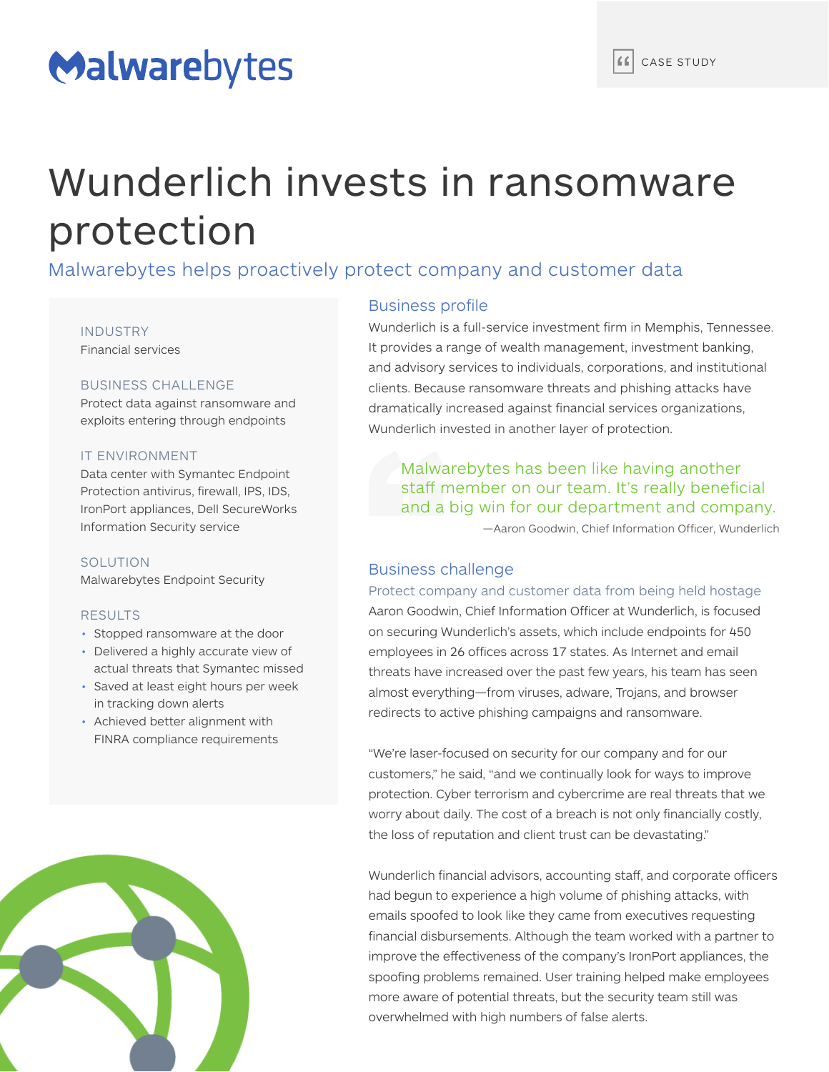# Wunderlich invests in ransomware protection

## Malwarebytes helps proactively protect company and customer data

**INDUSTRY**
Financial services

**BUSINESS CHALLENGE**
Protect data against ransomware and exploits entering through endpoints

**IT ENVIRONMENT**
Data center with Symantec Endpoint Protection antivirus, firewall, IPS, IDS, IronPort appliances, Dell SecureWorks Information Security service

**SOLUTION**
Malwarebytes Endpoint Security

**RESULTS**

- Stopped ransomware at the door
- Delivered a highly accurate view of actual threats that Symantec missed
- Saved at least eight hours per week in tracking down alerts
- Achieved better alignment with FINRA compliance requirements

### Business profile

Wunderlich is a full-service investment firm in Memphis, Tennessee. It provides a range of wealth management, investment banking, and advisory services to individuals, corporations, and institutional clients. Because ransomware threats and phishing attacks have dramatically increased against financial services organizations, Wunderlich invested in another layer of protection.

> Malwarebytes has been like having another staff member on our team. It's really beneficial and a big win for our department and company.
>
> —Aaron Goodwin, Chief Information Officer, Wunderlich

### Business challenge

#### Protect company and customer data from being held hostage

Aaron Goodwin, Chief Information Officer at Wunderlich, is focused on securing Wunderlich's assets, which include endpoints for 450 employees in 26 offices across 17 states. As Internet and email threats have increased over the past few years, his team has seen almost everything—from viruses, adware, Trojans, and browser redirects to active phishing campaigns and ransomware.

"We're laser-focused on security for our company and for our customers," he said, "and we continually look for ways to improve protection. Cyber terrorism and cybercrime are real threats that we worry about daily. The cost of a breach is not only financially costly, the loss of reputation and client trust can be devastating."

Wunderlich financial advisors, accounting staff, and corporate officers had begun to experience a high volume of phishing attacks, with emails spoofed to look like they came from executives requesting financial disbursements. Although the team worked with a partner to improve the effectiveness of the company's IronPort appliances, the spoofing problems remained. User training helped make employees more aware of potential threats, but the security team still was overwhelmed with high numbers of false alerts.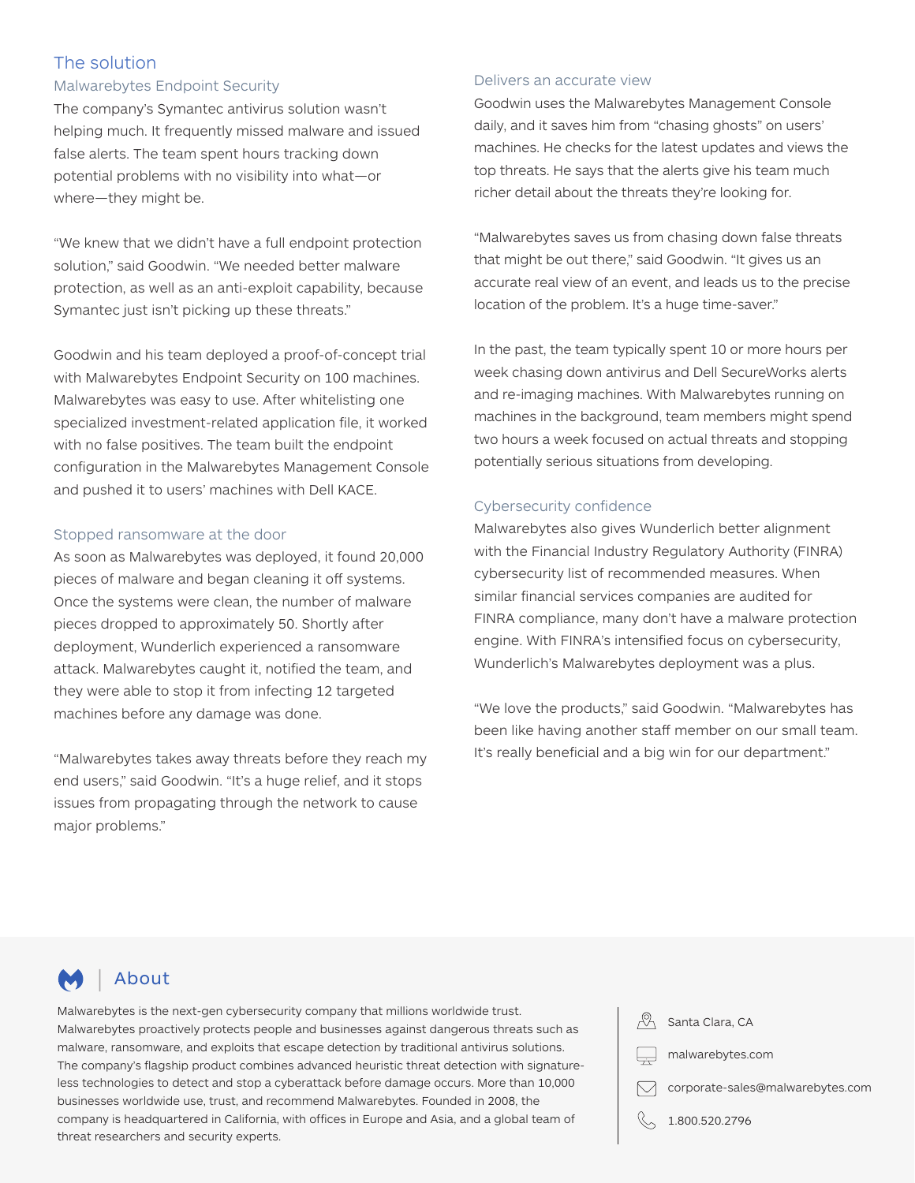## The solution

### Malwarebytes Endpoint Security

The company's Symantec antivirus solution wasn't helping much. It frequently missed malware and issued false alerts. The team spent hours tracking down potential problems with no visibility into what—or where—they might be.

"We knew that we didn't have a full endpoint protection solution," said Goodwin. "We needed better malware protection, as well as an anti-exploit capability, because Symantec just isn't picking up these threats."

Goodwin and his team deployed a proof-of-concept trial with Malwarebytes Endpoint Security on 100 machines. Malwarebytes was easy to use. After whitelisting one specialized investment-related application file, it worked with no false positives. The team built the endpoint configuration in the Malwarebytes Management Console and pushed it to users' machines with Dell KACE.

### Stopped ransomware at the door

As soon as Malwarebytes was deployed, it found 20,000 pieces of malware and began cleaning it off systems. Once the systems were clean, the number of malware pieces dropped to approximately 50. Shortly after deployment, Wunderlich experienced a ransomware attack. Malwarebytes caught it, notified the team, and they were able to stop it from infecting 12 targeted machines before any damage was done.

"Malwarebytes takes away threats before they reach my end users," said Goodwin. "It's a huge relief, and it stops issues from propagating through the network to cause major problems."

### Delivers an accurate view

Goodwin uses the Malwarebytes Management Console daily, and it saves him from "chasing ghosts" on users' machines. He checks for the latest updates and views the top threats. He says that the alerts give his team much richer detail about the threats they're looking for.

"Malwarebytes saves us from chasing down false threats that might be out there," said Goodwin. "It gives us an accurate real view of an event, and leads us to the precise location of the problem. It's a huge time-saver."

In the past, the team typically spent 10 or more hours per week chasing down antivirus and Dell SecureWorks alerts and re-imaging machines. With Malwarebytes running on machines in the background, team members might spend two hours a week focused on actual threats and stopping potentially serious situations from developing.

### Cybersecurity confidence

Malwarebytes also gives Wunderlich better alignment with the Financial Industry Regulatory Authority (FINRA) cybersecurity list of recommended measures. When similar financial services companies are audited for FINRA compliance, many don't have a malware protection engine. With FINRA's intensified focus on cybersecurity, Wunderlich's Malwarebytes deployment was a plus.

"We love the products," said Goodwin. "Malwarebytes has been like having another staff member on our small team. It's really beneficial and a big win for our department."

## About

Malwarebytes is the next-gen cybersecurity company that millions worldwide trust. Malwarebytes proactively protects people and businesses against dangerous threats such as malware, ransomware, and exploits that escape detection by traditional antivirus solutions. The company's flagship product combines advanced heuristic threat detection with signature-less technologies to detect and stop a cyberattack before damage occurs. More than 10,000 businesses worldwide use, trust, and recommend Malwarebytes. Founded in 2008, the company is headquartered in California, with offices in Europe and Asia, and a global team of threat researchers and security experts.

Santa Clara, CA

malwarebytes.com

corporate-sales@malwarebytes.com

1.800.520.2796